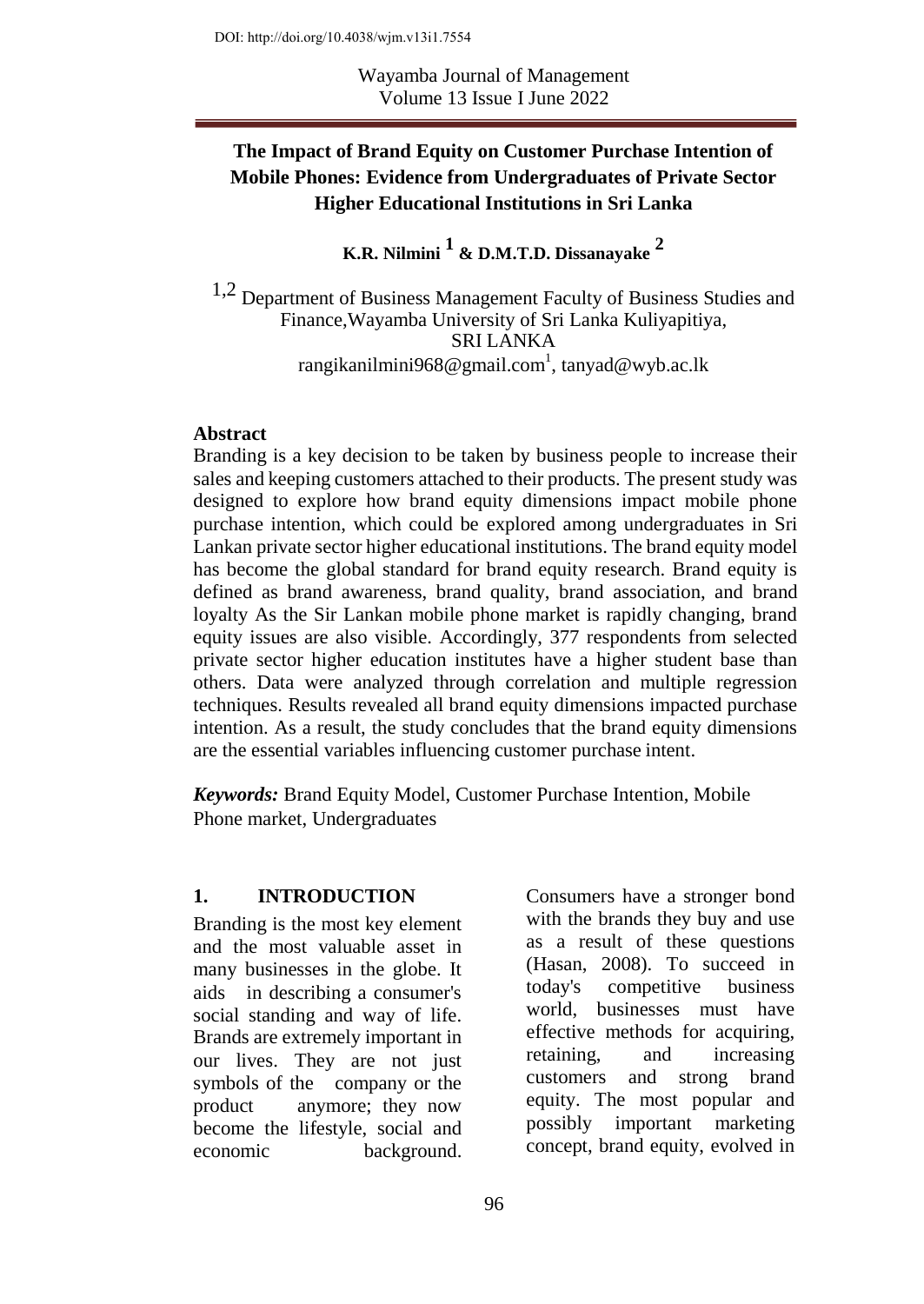DOI: http://doi.org/10.4038/wjm.v13i1.7554

Wayamba Journal of Management
Volume 13 Issue I June 2022

# The Impact of Brand Equity on Customer Purchase Intention of Mobile Phones: Evidence from Undergraduates of Private Sector Higher Educational Institutions in Sri Lanka

**K.R. Nilmini [1] & D.M.T.D. Dissanayake [2]**

[1,2] Department of Business Management Faculty of Business Studies and Finance,Wayamba University of Sri Lanka Kuliyapitiya,
SRI LANKA
rangikanilmini968@gmail.com[1], tanyad@wyb.ac.lk

## Abstract

Branding is a key decision to be taken by business people to increase their sales and keeping customers attached to their products. The present study was designed to explore how brand equity dimensions impact mobile phone purchase intention, which could be explored among undergraduates in Sri Lankan private sector higher educational institutions. The brand equity model has become the global standard for brand equity research. Brand equity is defined as brand awareness, brand quality, brand association, and brand loyalty As the Sir Lankan mobile phone market is rapidly changing, brand equity issues are also visible. Accordingly, 377 respondents from selected private sector higher education institutes have a higher student base than others. Data were analyzed through correlation and multiple regression techniques. Results revealed all brand equity dimensions impacted purchase intention. As a result, the study concludes that the brand equity dimensions are the essential variables influencing customer purchase intent.

***Keywords:*** Brand Equity Model, Customer Purchase Intention, Mobile Phone market, Undergraduates

## 1. INTRODUCTION

Branding is the most key element and the most valuable asset in many businesses in the globe. It aids in describing a consumer's social standing and way of life. Brands are extremely important in our lives. They are not just symbols of the company or the product anymore; they now become the lifestyle, social and economic background. Consumers have a stronger bond with the brands they buy and use as a result of these questions (Hasan, 2008). To succeed in today's competitive business world, businesses must have effective methods for acquiring, retaining, and increasing customers and strong brand equity. The most popular and possibly important marketing concept, brand equity, evolved in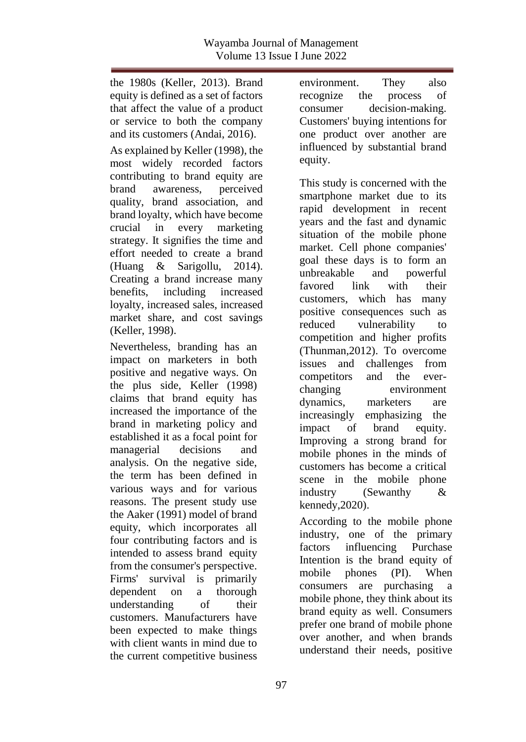the 1980s (Keller, 2013). Brand equity is defined as a set of factors that affect the value of a product or service to both the company and its customers (Andai, 2016).

As explained by Keller (1998), the most widely recorded factors contributing to brand equity are brand awareness, perceived quality, brand association, and brand loyalty, which have become crucial in every marketing strategy. It signifies the time and effort needed to create a brand (Huang & Sarigollu, 2014). Creating a brand increase many benefits, including increased loyalty, increased sales, increased market share, and cost savings (Keller, 1998).

Nevertheless, branding has an impact on marketers in both positive and negative ways. On the plus side, Keller (1998) claims that brand equity has increased the importance of the brand in marketing policy and established it as a focal point for managerial decisions and analysis. On the negative side, the term has been defined in various ways and for various reasons. The present study use the Aaker (1991) model of brand equity, which incorporates all four contributing factors and is intended to assess brand equity from the consumer's perspective. Firms' survival is primarily dependent on a thorough understanding of their customers. Manufacturers have been expected to make things with client wants in mind due to the current competitive business environment. They also recognize the process of consumer decision-making. Customers' buying intentions for one product over another are influenced by substantial brand equity.

This study is concerned with the smartphone market due to its rapid development in recent years and the fast and dynamic situation of the mobile phone market. Cell phone companies' goal these days is to form an unbreakable and powerful favored link with their customers, which has many positive consequences such as reduced vulnerability to competition and higher profits (Thunman,2012). To overcome issues and challenges from competitors and the ever-changing environment dynamics, marketers are increasingly emphasizing the impact of brand equity. Improving a strong brand for mobile phones in the minds of customers has become a critical scene in the mobile phone industry (Sewanthy & kennedy,2020).

According to the mobile phone industry, one of the primary factors influencing Purchase Intention is the brand equity of mobile phones (PI). When consumers are purchasing a mobile phone, they think about its brand equity as well. Consumers prefer one brand of mobile phone over another, and when brands understand their needs, positive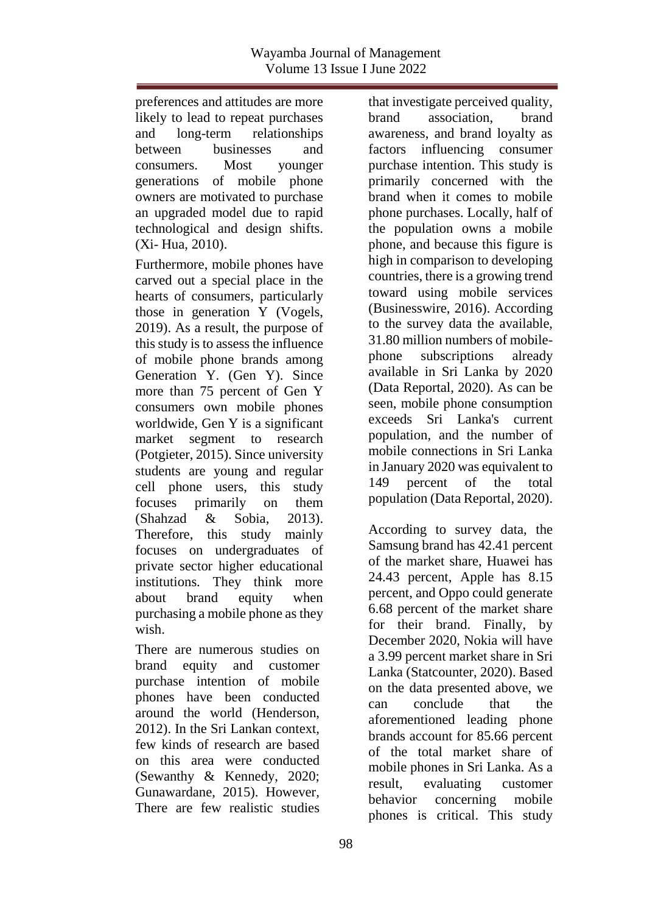preferences and attitudes are more likely to lead to repeat purchases and long-term relationships between businesses and consumers. Most younger generations of mobile phone owners are motivated to purchase an upgraded model due to rapid technological and design shifts. (Xi- Hua, 2010).

Furthermore, mobile phones have carved out a special place in the hearts of consumers, particularly those in generation Y (Vogels, 2019). As a result, the purpose of this study is to assess the influence of mobile phone brands among Generation Y. (Gen Y). Since more than 75 percent of Gen Y consumers own mobile phones worldwide, Gen Y is a significant market segment to research (Potgieter, 2015). Since university students are young and regular cell phone users, this study focuses primarily on them (Shahzad & Sobia, 2013). Therefore, this study mainly focuses on undergraduates of private sector higher educational institutions. They think more about brand equity when purchasing a mobile phone as they wish.

There are numerous studies on brand equity and customer purchase intention of mobile phones have been conducted around the world (Henderson, 2012). In the Sri Lankan context, few kinds of research are based on this area were conducted (Sewanthy & Kennedy, 2020; Gunawardane, 2015). However, There are few realistic studies that investigate perceived quality, brand association, brand awareness, and brand loyalty as factors influencing consumer purchase intention. This study is primarily concerned with the brand when it comes to mobile phone purchases. Locally, half of the population owns a mobile phone, and because this figure is high in comparison to developing countries, there is a growing trend toward using mobile services (Businesswire, 2016). According to the survey data the available, 31.80 million numbers of mobile-phone subscriptions already available in Sri Lanka by 2020 (Data Reportal, 2020). As can be seen, mobile phone consumption exceeds Sri Lanka's current population, and the number of mobile connections in Sri Lanka in January 2020 was equivalent to 149 percent of the total population (Data Reportal, 2020).

According to survey data, the Samsung brand has 42.41 percent of the market share, Huawei has 24.43 percent, Apple has 8.15 percent, and Oppo could generate 6.68 percent of the market share for their brand. Finally, by December 2020, Nokia will have a 3.99 percent market share in Sri Lanka (Statcounter, 2020). Based on the data presented above, we can conclude that the aforementioned leading phone brands account for 85.66 percent of the total market share of mobile phones in Sri Lanka. As a result, evaluating customer behavior concerning mobile phones is critical. This study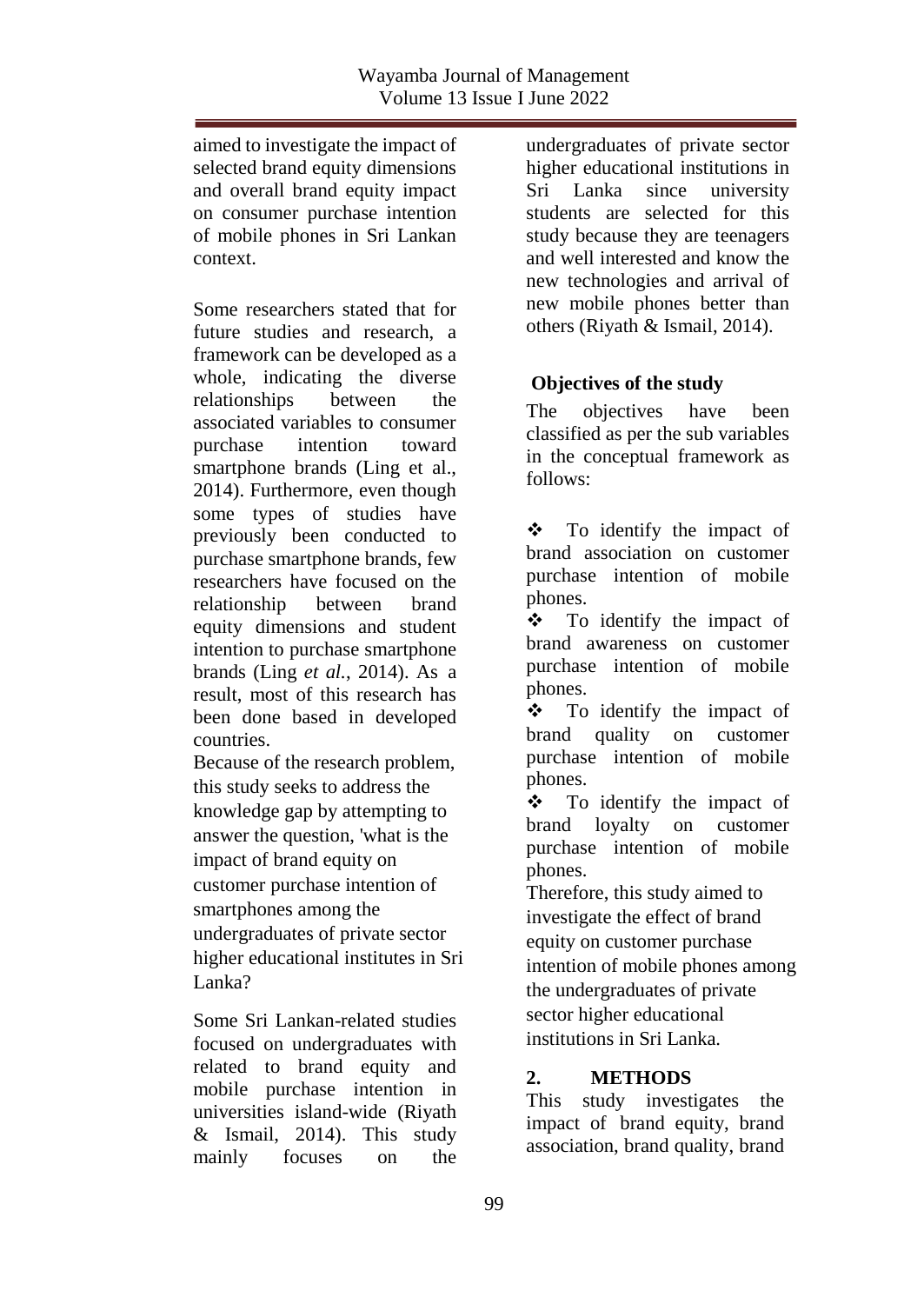aimed to investigate the impact of selected brand equity dimensions and overall brand equity impact on consumer purchase intention of mobile phones in Sri Lankan context.

Some researchers stated that for future studies and research, a framework can be developed as a whole, indicating the diverse relationships between the associated variables to consumer purchase intention toward smartphone brands (Ling et al., 2014). Furthermore, even though some types of studies have previously been conducted to purchase smartphone brands, few researchers have focused on the relationship between brand equity dimensions and student intention to purchase smartphone brands (Ling *et al.*, 2014). As a result, most of this research has been done based in developed countries.

Because of the research problem, this study seeks to address the knowledge gap by attempting to answer the question, 'what is the impact of brand equity on customer purchase intention of smartphones among the undergraduates of private sector higher educational institutes in Sri Lanka?

Some Sri Lankan-related studies focused on undergraduates with related to brand equity and mobile purchase intention in universities island-wide (Riyath & Ismail, 2014). This study mainly focuses on the undergraduates of private sector higher educational institutions in Sri Lanka since university students are selected for this study because they are teenagers and well interested and know the new technologies and arrival of new mobile phones better than others (Riyath & Ismail, 2014).

### Objectives of the study

The objectives have been classified as per the sub variables in the conceptual framework as follows:

- ❖ To identify the impact of brand association on customer purchase intention of mobile phones.
- ❖ To identify the impact of brand awareness on customer purchase intention of mobile phones.
- ❖ To identify the impact of brand quality on customer purchase intention of mobile phones.
- ❖ To identify the impact of brand loyalty on customer purchase intention of mobile phones.

Therefore, this study aimed to investigate the effect of brand equity on customer purchase intention of mobile phones among the undergraduates of private sector higher educational institutions in Sri Lanka.

## 2. METHODS

This study investigates the impact of brand equity, brand association, brand quality, brand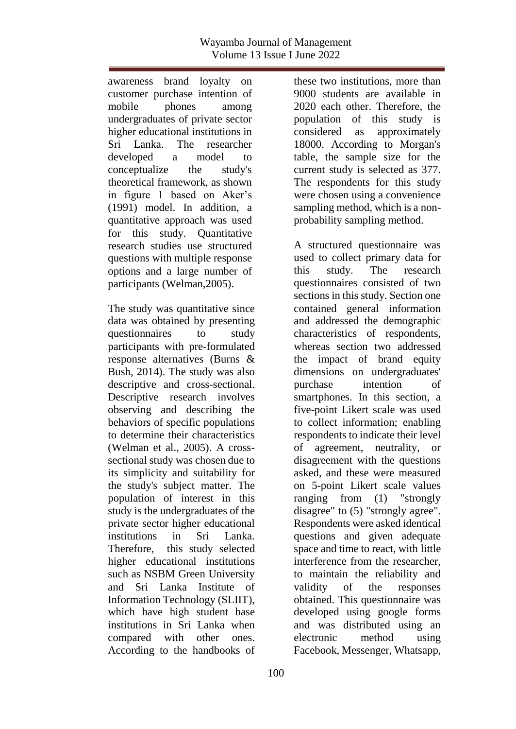awareness brand loyalty on customer purchase intention of mobile phones among undergraduates of private sector higher educational institutions in Sri Lanka. The researcher developed a model to conceptualize the study's theoretical framework, as shown in figure 1 based on Aker's (1991) model. In addition, a quantitative approach was used for this study. Quantitative research studies use structured questions with multiple response options and a large number of participants (Welman,2005).

The study was quantitative since data was obtained by presenting questionnaires to study participants with pre-formulated response alternatives (Burns & Bush, 2014). The study was also descriptive and cross-sectional. Descriptive research involves observing and describing the behaviors of specific populations to determine their characteristics (Welman et al., 2005). A cross-sectional study was chosen due to its simplicity and suitability for the study's subject matter. The population of interest in this study is the undergraduates of the private sector higher educational institutions in Sri Lanka. Therefore, this study selected higher educational institutions such as NSBM Green University and Sri Lanka Institute of Information Technology (SLIIT), which have high student base institutions in Sri Lanka when compared with other ones. According to the handbooks of these two institutions, more than 9000 students are available in 2020 each other. Therefore, the population of this study is considered as approximately 18000. According to Morgan's table, the sample size for the current study is selected as 377. The respondents for this study were chosen using a convenience sampling method, which is a non-probability sampling method.

A structured questionnaire was used to collect primary data for this study. The research questionnaires consisted of two sections in this study. Section one contained general information and addressed the demographic characteristics of respondents, whereas section two addressed the impact of brand equity dimensions on undergraduates' purchase intention of smartphones. In this section, a five-point Likert scale was used to collect information; enabling respondents to indicate their level of agreement, neutrality, or disagreement with the questions asked, and these were measured on 5-point Likert scale values ranging from (1) "strongly disagree" to (5) "strongly agree". Respondents were asked identical questions and given adequate space and time to react, with little interference from the researcher, to maintain the reliability and validity of the responses obtained. This questionnaire was developed using google forms and was distributed using an electronic method using Facebook, Messenger, Whatsapp,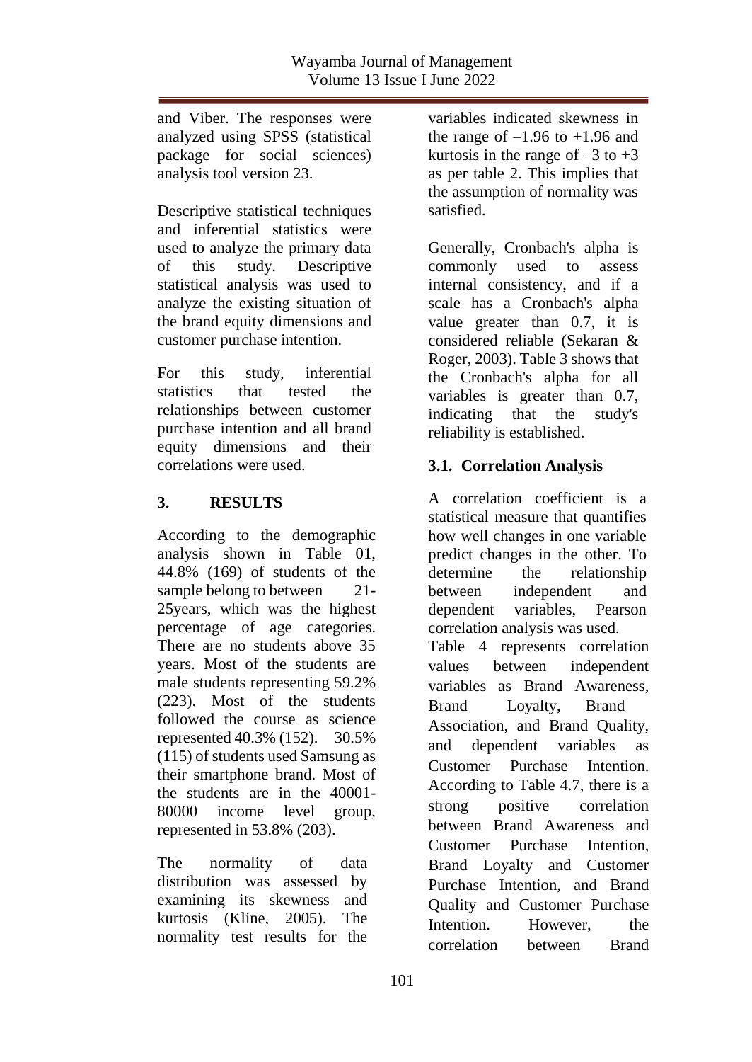and Viber. The responses were analyzed using SPSS (statistical package for social sciences) analysis tool version 23.

Descriptive statistical techniques and inferential statistics were used to analyze the primary data of this study. Descriptive statistical analysis was used to analyze the existing situation of the brand equity dimensions and customer purchase intention.

For this study, inferential statistics that tested the relationships between customer purchase intention and all brand equity dimensions and their correlations were used.

## 3. RESULTS

According to the demographic analysis shown in Table 01, 44.8% (169) of students of the sample belong to between 21-25years, which was the highest percentage of age categories. There are no students above 35 years. Most of the students are male students representing 59.2% (223). Most of the students followed the course as science represented 40.3% (152). 30.5% (115) of students used Samsung as their smartphone brand. Most of the students are in the 40001-80000 income level group, represented in 53.8% (203).

The normality of data distribution was assessed by examining its skewness and kurtosis (Kline, 2005). The normality test results for the variables indicated skewness in the range of $-1.96$ to $+1.96$ and kurtosis in the range of $-3$ to $+3$ as per table 2. This implies that the assumption of normality was satisfied.

Generally, Cronbach's alpha is commonly used to assess internal consistency, and if a scale has a Cronbach's alpha value greater than 0.7, it is considered reliable (Sekaran & Roger, 2003). Table 3 shows that the Cronbach's alpha for all variables is greater than 0.7, indicating that the study's reliability is established.

### 3.1. Correlation Analysis

A correlation coefficient is a statistical measure that quantifies how well changes in one variable predict changes in the other. To determine the relationship between independent and dependent variables, Pearson correlation analysis was used.

Table 4 represents correlation values between independent variables as Brand Awareness, Brand Loyalty, Brand Association, and Brand Quality, and dependent variables as Customer Purchase Intention. According to Table 4.7, there is a strong positive correlation between Brand Awareness and Customer Purchase Intention, Brand Loyalty and Customer Purchase Intention, and Brand Quality and Customer Purchase Intention. However, the correlation between Brand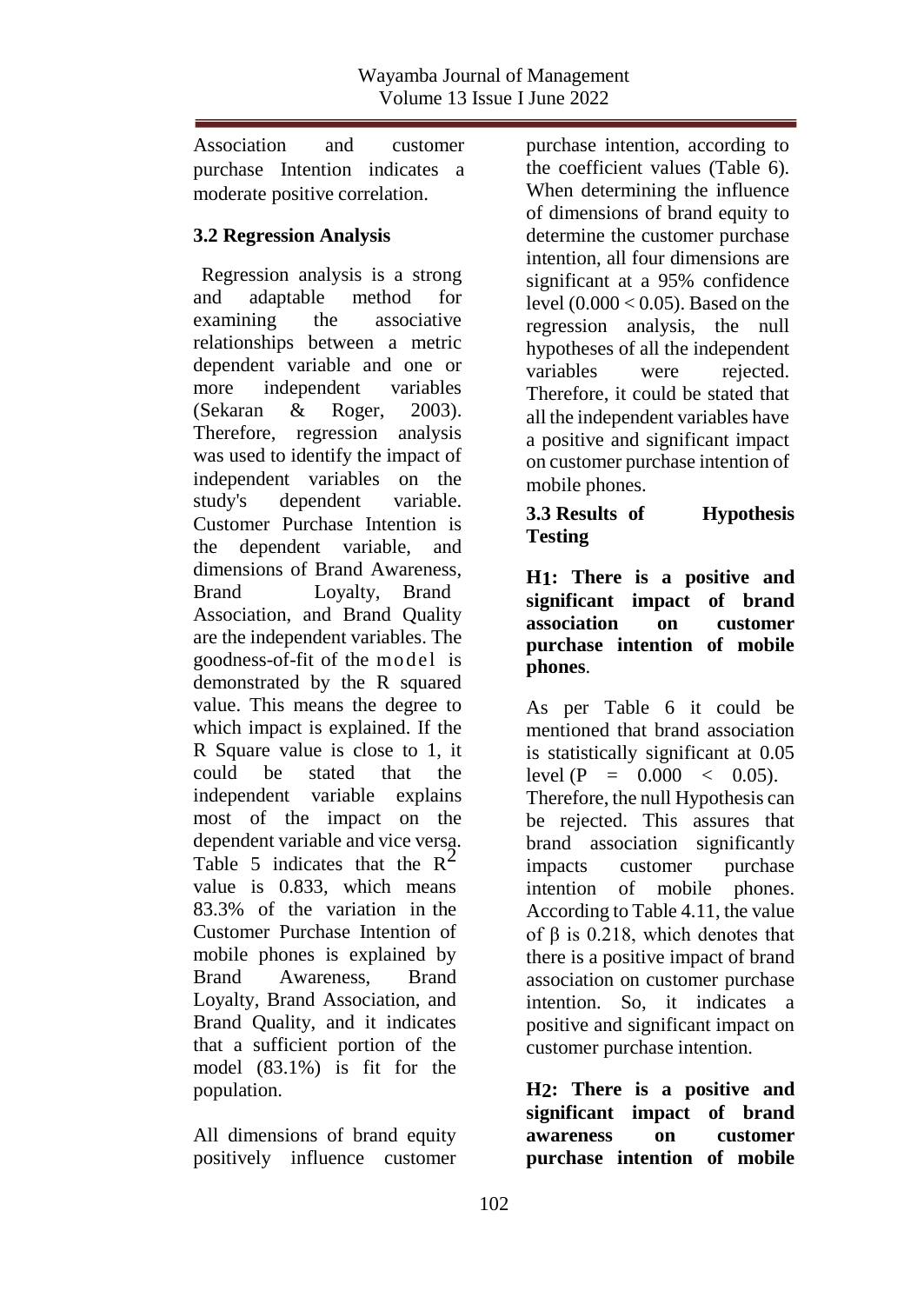Association and customer purchase Intention indicates a moderate positive correlation.

### 3.2 Regression Analysis

Regression analysis is a strong and adaptable method for examining the associative relationships between a metric dependent variable and one or more independent variables (Sekaran & Roger, 2003). Therefore, regression analysis was used to identify the impact of independent variables on the study's dependent variable. Customer Purchase Intention is the dependent variable, and dimensions of Brand Awareness, Brand Loyalty, Brand Association, and Brand Quality are the independent variables. The goodness-of-fit of the model is demonstrated by the R squared value. This means the degree to which impact is explained. If the R Square value is close to 1, it could be stated that the independent variable explains most of the impact on the dependent variable and vice versa. Table 5 indicates that the $R^2$ value is 0.833, which means 83.3% of the variation in the Customer Purchase Intention of mobile phones is explained by Brand Awareness, Brand Loyalty, Brand Association, and Brand Quality, and it indicates that a sufficient portion of the model (83.1%) is fit for the population.

All dimensions of brand equity positively influence customer purchase intention, according to the coefficient values (Table 6). When determining the influence of dimensions of brand equity to determine the customer purchase intention, all four dimensions are significant at a 95% confidence level ($0.000 < 0.05$). Based on the regression analysis, the null hypotheses of all the independent variables were rejected. Therefore, it could be stated that all the independent variables have a positive and significant impact on customer purchase intention of mobile phones.

### 3.3 Results of Hypothesis Testing

**H1: There is a positive and significant impact of brand association on customer purchase intention of mobile phones**.

As per Table 6 it could be mentioned that brand association is statistically significant at 0.05 level ($P = 0.000 < 0.05$). Therefore, the null Hypothesis can be rejected. This assures that brand association significantly impacts customer purchase intention of mobile phones. According to Table 4.11, the value of $\beta$ is 0.218, which denotes that there is a positive impact of brand association on customer purchase intention. So, it indicates a positive and significant impact on customer purchase intention.

**H2: There is a positive and significant impact of brand awareness on customer purchase intention of mobile**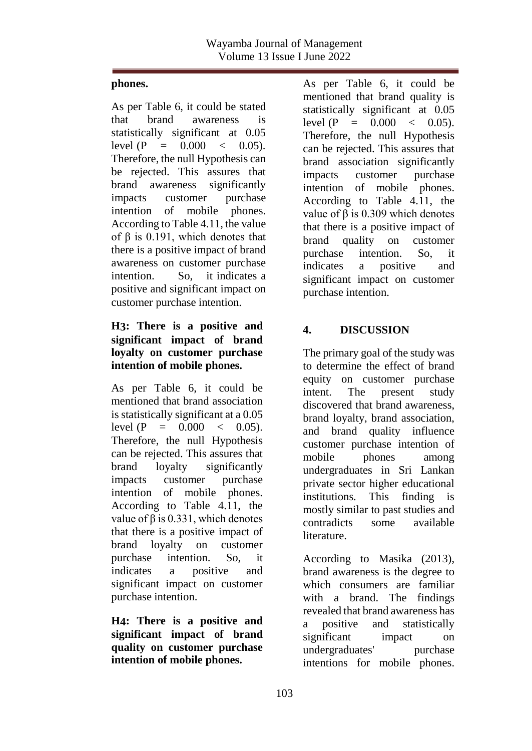**phones.**

As per Table 6, it could be stated that brand awareness is statistically significant at 0.05 level ($P = 0.000 < 0.05$). Therefore, the null Hypothesis can be rejected. This assures that brand awareness significantly impacts customer purchase intention of mobile phones. According to Table 4.11, the value of β is 0.191, which denotes that there is a positive impact of brand awareness on customer purchase intention. So, it indicates a positive and significant impact on customer purchase intention.

**H3: There is a positive and significant impact of brand loyalty on customer purchase intention of mobile phones.**

As per Table 6, it could be mentioned that brand association is statistically significant at a 0.05 level ($P = 0.000 < 0.05$). Therefore, the null Hypothesis can be rejected. This assures that brand loyalty significantly impacts customer purchase intention of mobile phones. According to Table 4.11, the value of β is 0.331, which denotes that there is a positive impact of brand loyalty on customer purchase intention. So, it indicates a positive and significant impact on customer purchase intention.

**H4: There is a positive and significant impact of brand quality on customer purchase intention of mobile phones.**

As per Table 6, it could be mentioned that brand quality is statistically significant at 0.05 level ($P = 0.000 < 0.05$). Therefore, the null Hypothesis can be rejected. This assures that brand association significantly impacts customer purchase intention of mobile phones. According to Table 4.11, the value of β is 0.309 which denotes that there is a positive impact of brand quality on customer purchase intention. So, it indicates a positive and significant impact on customer purchase intention.

## 4. DISCUSSION

The primary goal of the study was to determine the effect of brand equity on customer purchase intent. The present study discovered that brand awareness, brand loyalty, brand association, and brand quality influence customer purchase intention of mobile phones among undergraduates in Sri Lankan private sector higher educational institutions. This finding is mostly similar to past studies and contradicts some available literature.

According to Masika (2013), brand awareness is the degree to which consumers are familiar with a brand. The findings revealed that brand awareness has a positive and statistically significant impact on undergraduates' purchase intentions for mobile phones.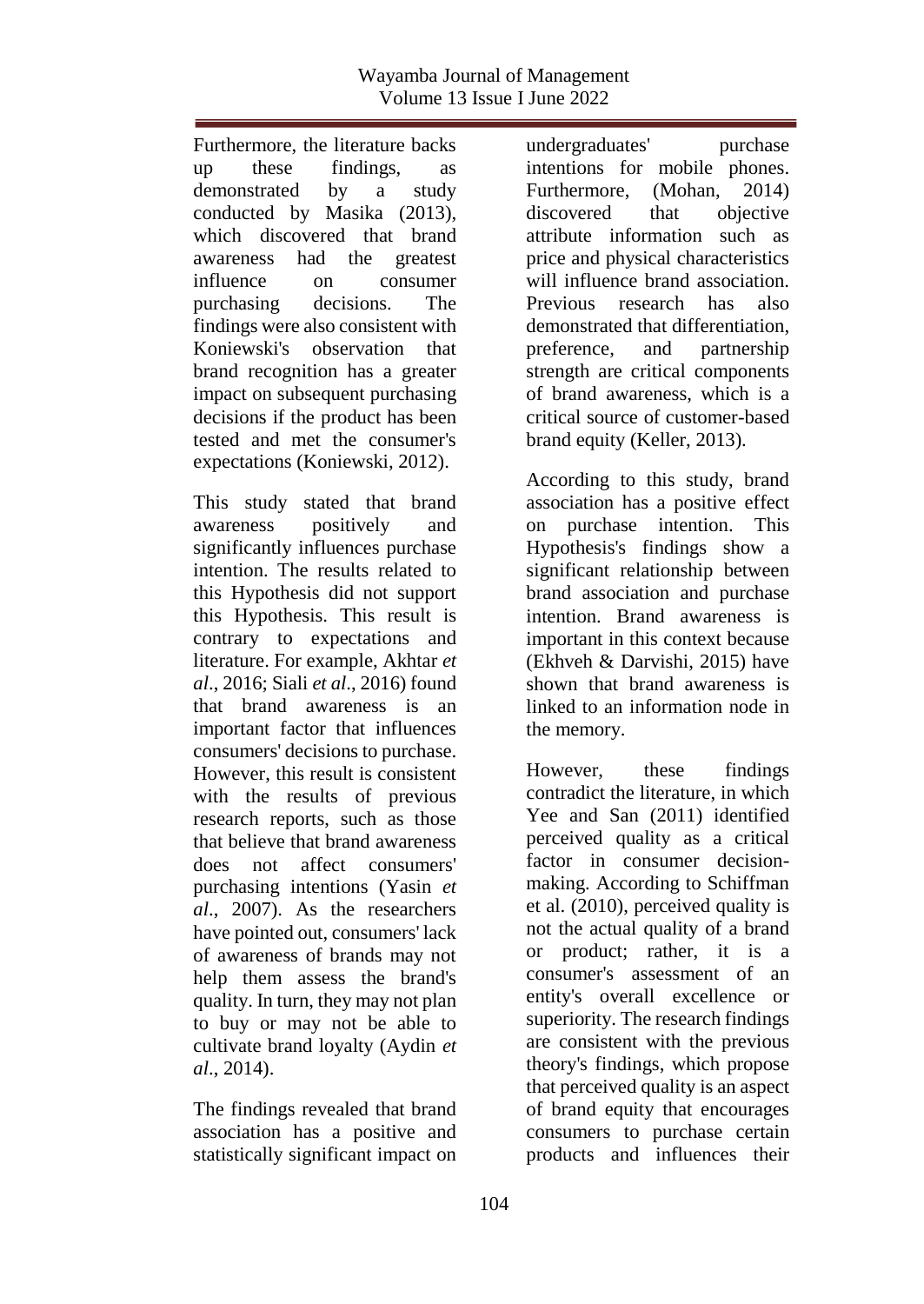Furthermore, the literature backs up these findings, as demonstrated by a study conducted by Masika (2013), which discovered that brand awareness had the greatest influence on consumer purchasing decisions. The findings were also consistent with Koniewski's observation that brand recognition has a greater impact on subsequent purchasing decisions if the product has been tested and met the consumer's expectations (Koniewski, 2012).

This study stated that brand awareness positively and significantly influences purchase intention. The results related to this Hypothesis did not support this Hypothesis. This result is contrary to expectations and literature. For example, Akhtar *et al*., 2016; Siali *et al*., 2016) found that brand awareness is an important factor that influences consumers' decisions to purchase. However, this result is consistent with the results of previous research reports, such as those that believe that brand awareness does not affect consumers' purchasing intentions (Yasin *et al*., 2007). As the researchers have pointed out, consumers' lack of awareness of brands may not help them assess the brand's quality. In turn, they may not plan to buy or may not be able to cultivate brand loyalty (Aydin *et al*., 2014).

The findings revealed that brand association has a positive and statistically significant impact on undergraduates' purchase intentions for mobile phones. Furthermore, (Mohan, 2014) discovered that objective attribute information such as price and physical characteristics will influence brand association. Previous research has also demonstrated that differentiation, preference, and partnership strength are critical components of brand awareness, which is a critical source of customer-based brand equity (Keller, 2013).

According to this study, brand association has a positive effect on purchase intention. This Hypothesis's findings show a significant relationship between brand association and purchase intention. Brand awareness is important in this context because (Ekhveh & Darvishi, 2015) have shown that brand awareness is linked to an information node in the memory.

However, these findings contradict the literature, in which Yee and San (2011) identified perceived quality as a critical factor in consumer decision-making. According to Schiffman et al. (2010), perceived quality is not the actual quality of a brand or product; rather, it is a consumer's assessment of an entity's overall excellence or superiority. The research findings are consistent with the previous theory's findings, which propose that perceived quality is an aspect of brand equity that encourages consumers to purchase certain products and influences their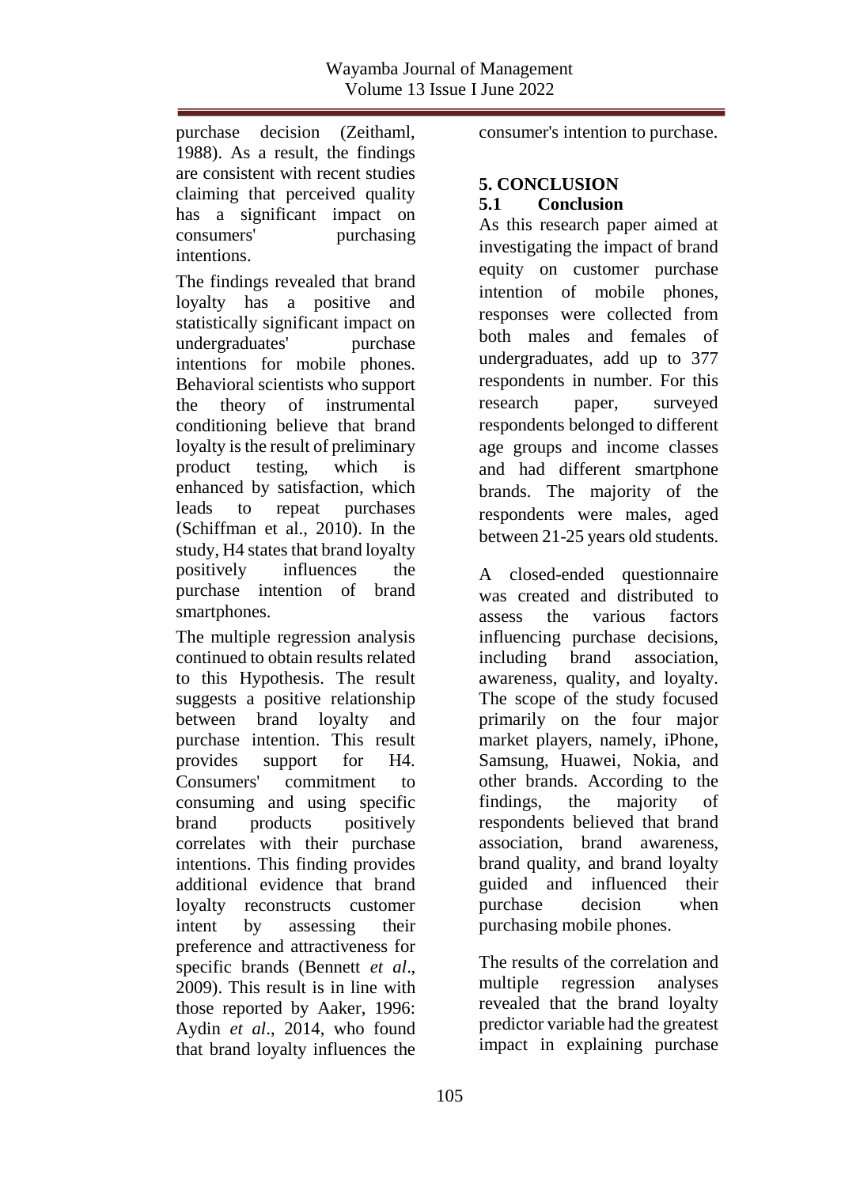purchase decision (Zeithaml, 1988). As a result, the findings are consistent with recent studies claiming that perceived quality has a significant impact on consumers' purchasing intentions.

The findings revealed that brand loyalty has a positive and statistically significant impact on undergraduates' purchase intentions for mobile phones. Behavioral scientists who support the theory of instrumental conditioning believe that brand loyalty is the result of preliminary product testing, which is enhanced by satisfaction, which leads to repeat purchases (Schiffman et al., 2010). In the study, H4 states that brand loyalty positively influences the purchase intention of brand smartphones.

The multiple regression analysis continued to obtain results related to this Hypothesis. The result suggests a positive relationship between brand loyalty and purchase intention. This result provides support for H4. Consumers' commitment to consuming and using specific brand products positively correlates with their purchase intentions. This finding provides additional evidence that brand loyalty reconstructs customer intent by assessing their preference and attractiveness for specific brands (Bennett *et al*., 2009). This result is in line with those reported by Aaker, 1996: Aydin *et al*., 2014, who found that brand loyalty influences the consumer's intention to purchase.

# 5. CONCLUSION

## 5.1 Conclusion

As this research paper aimed at investigating the impact of brand equity on customer purchase intention of mobile phones, responses were collected from both males and females of undergraduates, add up to 377 respondents in number. For this research paper, surveyed respondents belonged to different age groups and income classes and had different smartphone brands. The majority of the respondents were males, aged between 21-25 years old students.

A closed-ended questionnaire was created and distributed to assess the various factors influencing purchase decisions, including brand association, awareness, quality, and loyalty. The scope of the study focused primarily on the four major market players, namely, iPhone, Samsung, Huawei, Nokia, and other brands. According to the findings, the majority of respondents believed that brand association, brand awareness, brand quality, and brand loyalty guided and influenced their purchase decision when purchasing mobile phones.

The results of the correlation and multiple regression analyses revealed that the brand loyalty predictor variable had the greatest impact in explaining purchase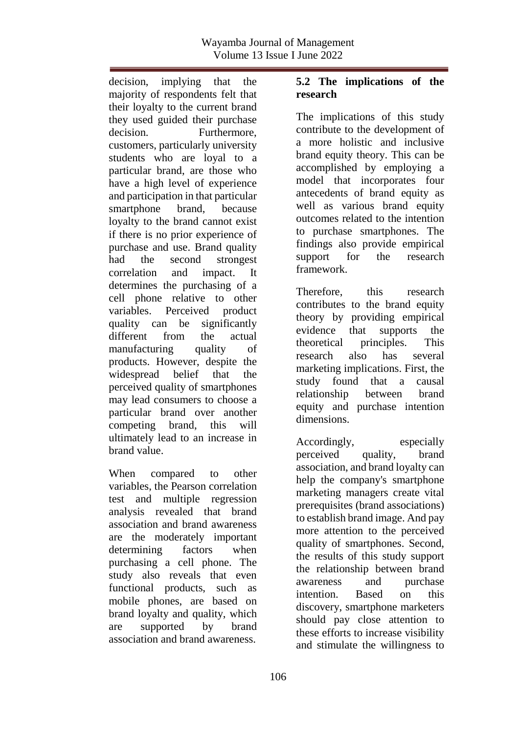decision, implying that the majority of respondents felt that their loyalty to the current brand they used guided their purchase decision. Furthermore, customers, particularly university students who are loyal to a particular brand, are those who have a high level of experience and participation in that particular smartphone brand, because loyalty to the brand cannot exist if there is no prior experience of purchase and use. Brand quality had the second strongest correlation and impact. It determines the purchasing of a cell phone relative to other variables. Perceived product quality can be significantly different from the actual manufacturing quality of products. However, despite the widespread belief that the perceived quality of smartphones may lead consumers to choose a particular brand over another competing brand, this will ultimately lead to an increase in brand value.

When compared to other variables, the Pearson correlation test and multiple regression analysis revealed that brand association and brand awareness are the moderately important determining factors when purchasing a cell phone. The study also reveals that even functional products, such as mobile phones, are based on brand loyalty and quality, which are supported by brand association and brand awareness.

### 5.2 The implications of the research

The implications of this study contribute to the development of a more holistic and inclusive brand equity theory. This can be accomplished by employing a model that incorporates four antecedents of brand equity as well as various brand equity outcomes related to the intention to purchase smartphones. The findings also provide empirical support for the research framework.

Therefore, this research contributes to the brand equity theory by providing empirical evidence that supports the theoretical principles. This research also has several marketing implications. First, the study found that a causal relationship between brand equity and purchase intention dimensions.

Accordingly, especially perceived quality, brand association, and brand loyalty can help the company's smartphone marketing managers create vital prerequisites (brand associations) to establish brand image. And pay more attention to the perceived quality of smartphones. Second, the results of this study support the relationship between brand awareness and purchase intention. Based on this discovery, smartphone marketers should pay close attention to these efforts to increase visibility and stimulate the willingness to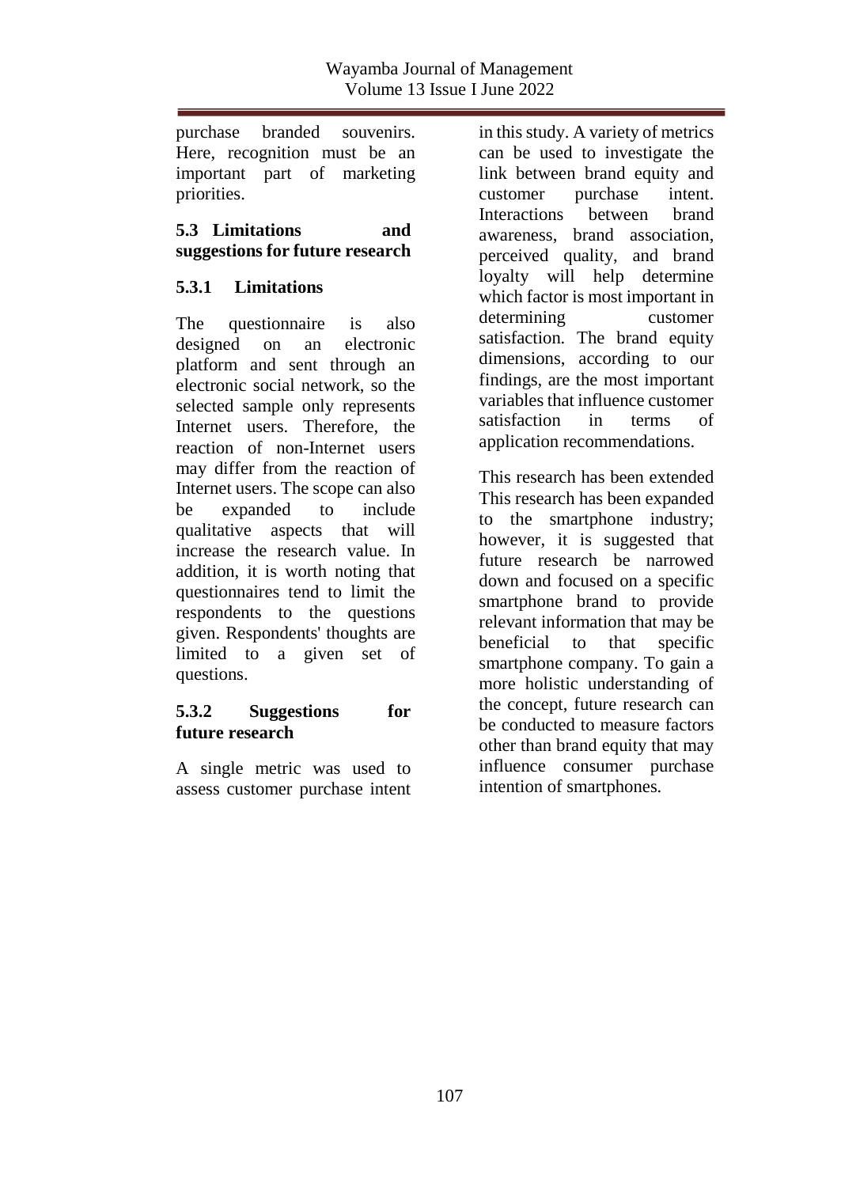purchase branded souvenirs. Here, recognition must be an important part of marketing priorities.

## 5.3 Limitations and suggestions for future research

### 5.3.1 Limitations

The questionnaire is also designed on an electronic platform and sent through an electronic social network, so the selected sample only represents Internet users. Therefore, the reaction of non-Internet users may differ from the reaction of Internet users. The scope can also be expanded to include qualitative aspects that will increase the research value. In addition, it is worth noting that questionnaires tend to limit the respondents to the questions given. Respondents' thoughts are limited to a given set of questions.

### 5.3.2 Suggestions for future research

A single metric was used to assess customer purchase intent in this study. A variety of metrics can be used to investigate the link between brand equity and customer purchase intent. Interactions between brand awareness, brand association, perceived quality, and brand loyalty will help determine which factor is most important in determining customer satisfaction. The brand equity dimensions, according to our findings, are the most important variables that influence customer satisfaction in terms of application recommendations.

This research has been extended This research has been expanded to the smartphone industry; however, it is suggested that future research be narrowed down and focused on a specific smartphone brand to provide relevant information that may be beneficial to that specific smartphone company. To gain a more holistic understanding of the concept, future research can be conducted to measure factors other than brand equity that may influence consumer purchase intention of smartphones.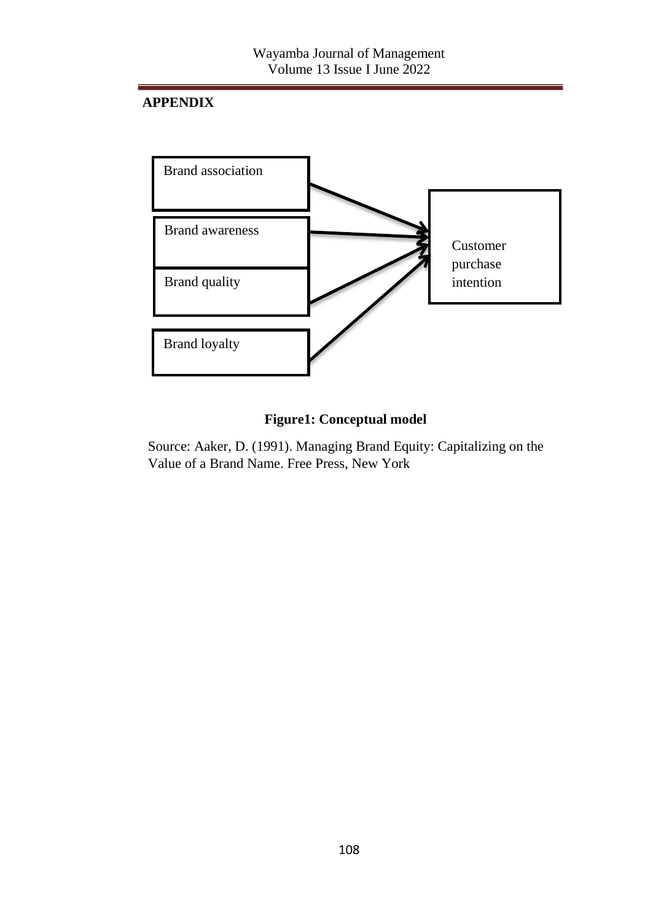## APPENDIX

Brand association

Brand awareness

Brand quality

Brand loyalty

Customer purchase intention

**Figure1: Conceptual model**

Source: Aaker, D. (1991). Managing Brand Equity: Capitalizing on the Value of a Brand Name. Free Press, New York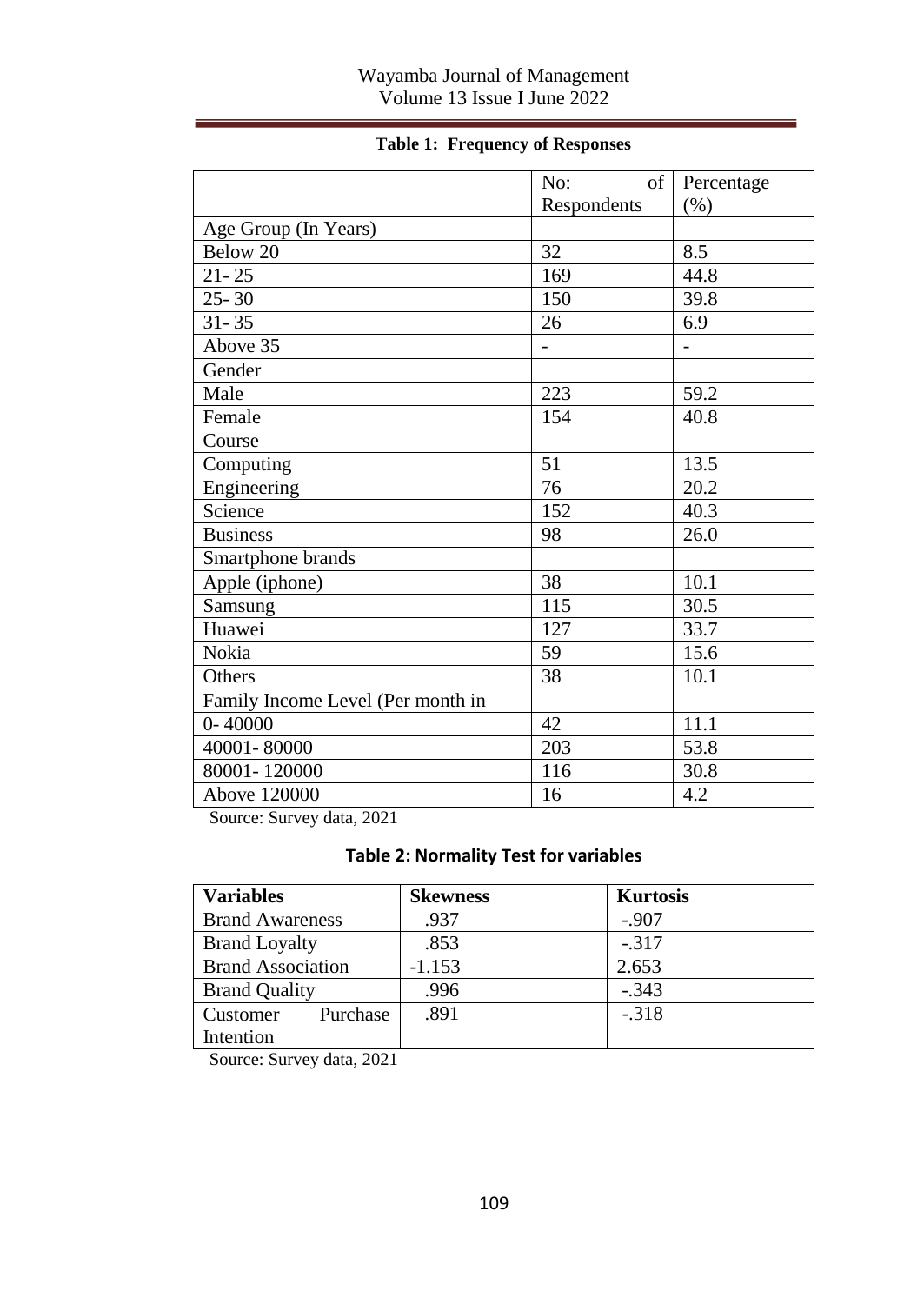**Table 1: Frequency of Responses**

| | No: of Respondents | Percentage (%) |
|---|---|---|
| Age Group (In Years) | | |
| Below 20 | 32 | 8.5 |
| 21- 25 | 169 | 44.8 |
| 25- 30 | 150 | 39.8 |
| 31- 35 | 26 | 6.9 |
| Above 35 | - | - |
| Gender | | |
| Male | 223 | 59.2 |
| Female | 154 | 40.8 |
| Course | | |
| Computing | 51 | 13.5 |
| Engineering | 76 | 20.2 |
| Science | 152 | 40.3 |
| Business | 98 | 26.0 |
| Smartphone brands | | |
| Apple (iphone) | 38 | 10.1 |
| Samsung | 115 | 30.5 |
| Huawei | 127 | 33.7 |
| Nokia | 59 | 15.6 |
| Others | 38 | 10.1 |
| Family Income Level (Per month in | | |
| 0- 40000 | 42 | 11.1 |
| 40001- 80000 | 203 | 53.8 |
| 80001- 120000 | 116 | 30.8 |
| Above 120000 | 16 | 4.2 |

Source: Survey data, 2021

**Table 2: Normality Test for variables**

| **Variables** | **Skewness** | **Kurtosis** |
|---|---|---|
| Brand Awareness | .937 | -.907 |
| Brand Loyalty | .853 | -.317 |
| Brand Association | -1.153 | 2.653 |
| Brand Quality | .996 | -.343 |
| Customer Purchase Intention | .891 | -.318 |

Source: Survey data, 2021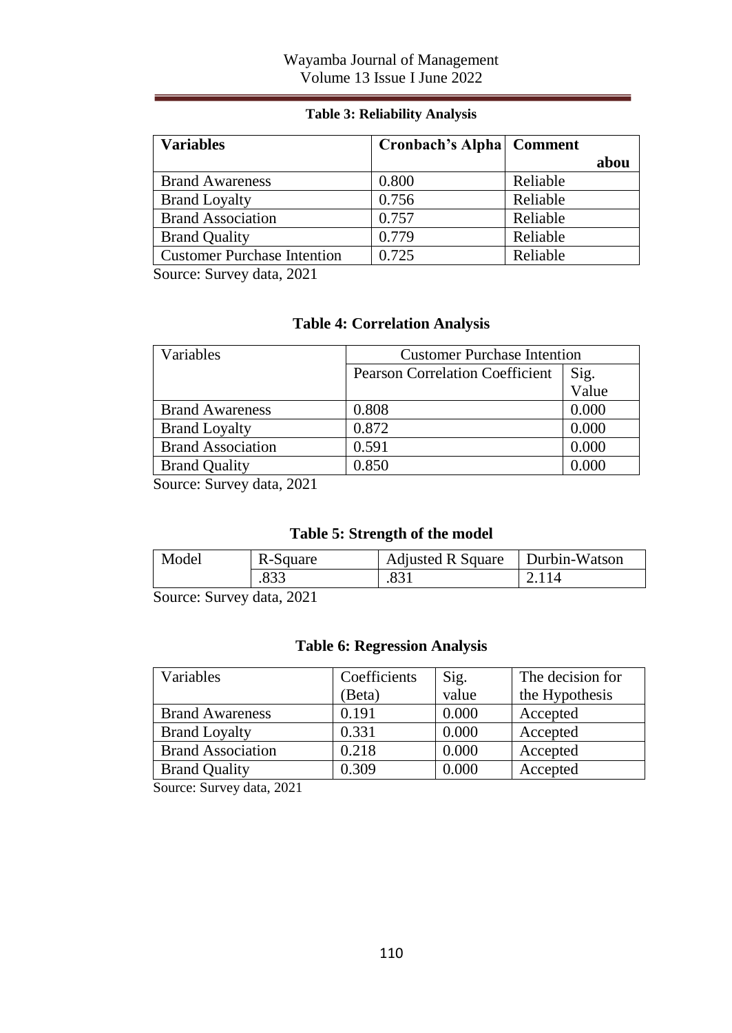**Table 3: Reliability Analysis**

| Variables | Cronbach's Alpha | Comment abou |
|---|---|---|
| Brand Awareness | 0.800 | Reliable |
| Brand Loyalty | 0.756 | Reliable |
| Brand Association | 0.757 | Reliable |
| Brand Quality | 0.779 | Reliable |
| Customer Purchase Intention | 0.725 | Reliable |

Source: Survey data, 2021

**Table 4: Correlation Analysis**

| Variables | Customer Purchase Intention | |
|---|---|---|
| | Pearson Correlation Coefficient | Sig. Value |
| Brand Awareness | 0.808 | 0.000 |
| Brand Loyalty | 0.872 | 0.000 |
| Brand Association | 0.591 | 0.000 |
| Brand Quality | 0.850 | 0.000 |

Source: Survey data, 2021

**Table 5: Strength of the model**

| Model | R-Square | Adjusted R Square | Durbin-Watson |
|---|---|---|---|
| | .833 | .831 | 2.114 |

Source: Survey data, 2021

**Table 6: Regression Analysis**

| Variables | Coefficients (Beta) | Sig. value | The decision for the Hypothesis |
|---|---|---|---|
| Brand Awareness | 0.191 | 0.000 | Accepted |
| Brand Loyalty | 0.331 | 0.000 | Accepted |
| Brand Association | 0.218 | 0.000 | Accepted |
| Brand Quality | 0.309 | 0.000 | Accepted |

Source: Survey data, 2021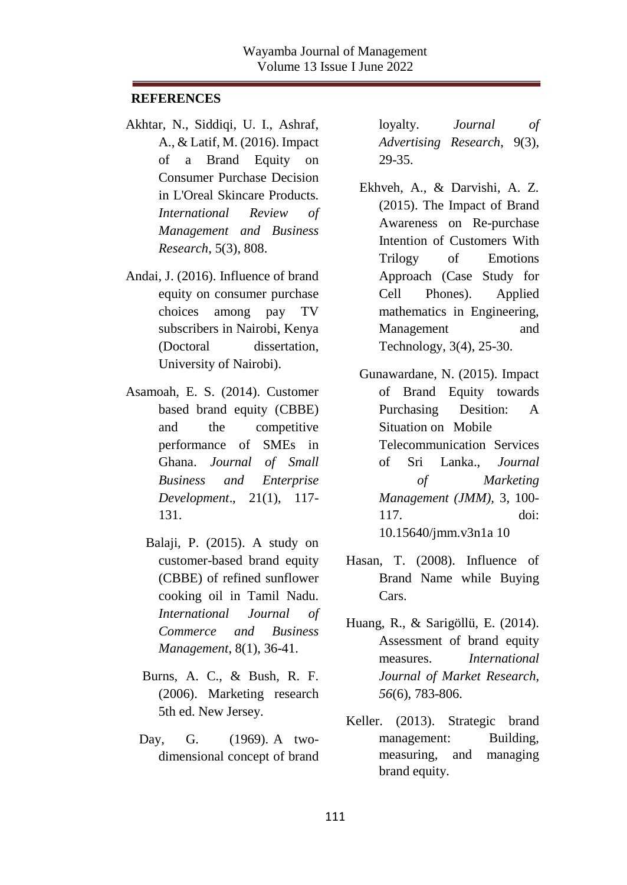**REFERENCES**

Akhtar, N., Siddiqi, U. I., Ashraf, A., & Latif, M. (2016). Impact of a Brand Equity on Consumer Purchase Decision in L'Oreal Skincare Products. *International Review of Management and Business Research*, 5(3), 808.

Andai, J. (2016). Influence of brand equity on consumer purchase choices among pay TV subscribers in Nairobi, Kenya (Doctoral dissertation, University of Nairobi).

Asamoah, E. S. (2014). Customer based brand equity (CBBE) and the competitive performance of SMEs in Ghana. *Journal of Small Business and Enterprise Development*., 21(1), 117-131.

Balaji, P. (2015). A study on customer-based brand equity (CBBE) of refined sunflower cooking oil in Tamil Nadu. *International Journal of Commerce and Business Management*, 8(1), 36-41.

Burns, A. C., & Bush, R. F. (2006). Marketing research 5th ed. New Jersey.

Day, G. (1969). A two-dimensional concept of brand loyalty. *Journal of Advertising Research*, 9(3), 29-35.

Ekhveh, A., & Darvishi, A. Z. (2015). The Impact of Brand Awareness on Re-purchase Intention of Customers With Trilogy of Emotions Approach (Case Study for Cell Phones). Applied mathematics in Engineering, Management and Technology, 3(4), 25-30.

Gunawardane, N. (2015). Impact of Brand Equity towards Purchasing Desition: A Situation on Mobile Telecommunication Services of Sri Lanka., *Journal of Marketing Management (JMM),* 3, 100-117. doi: 10.15640/jmm.v3n1a 10

Hasan, T. (2008). Influence of Brand Name while Buying Cars.

Huang, R., & Sarigöllü, E. (2014). Assessment of brand equity measures. *International Journal of Market Research*, *56*(6), 783-806.

Keller. (2013). Strategic brand management: Building, measuring, and managing brand equity.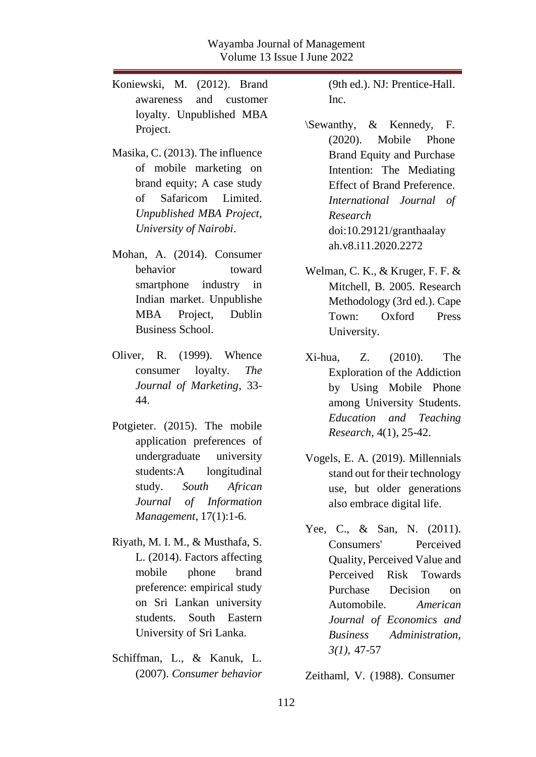Koniewski, M. (2012). Brand awareness and customer loyalty. Unpublished MBA Project.

Masika, C. (2013). The influence of mobile marketing on brand equity; A case study of Safaricom Limited. *Unpublished MBA Project, University of Nairobi*.

Mohan, A. (2014). Consumer behavior toward smartphone industry in Indian market. Unpublishe MBA Project, Dublin Business School.

Oliver, R. (1999). Whence consumer loyalty. *The Journal of Marketing*, 33-44.

Potgieter. (2015). The mobile application preferences of undergraduate university students:A longitudinal study. *South African Journal of Information Management*, 17(1):1-6.

Riyath, M. I. M., & Musthafa, S. L. (2014). Factors affecting mobile phone brand preference: empirical study on Sri Lankan university students. South Eastern University of Sri Lanka.

Schiffman, L., & Kanuk, L. (2007). *Consumer behavior* (9th ed.). NJ: Prentice-Hall. Inc.

\Sewanthy, & Kennedy, F. (2020). Mobile Phone Brand Equity and Purchase Intention: The Mediating Effect of Brand Preference. *International Journal of Research* doi:10.29121/granthaalayah.v8.i11.2020.2272

Welman, C. K., & Kruger, F. F. & Mitchell, B. 2005. Research Methodology (3rd ed.). Cape Town: Oxford Press University.

Xi-hua, Z. (2010). The Exploration of the Addiction by Using Mobile Phone among University Students. *Education and Teaching Research*, 4(1), 25-42.

Vogels, E. A. (2019). Millennials stand out for their technology use, but older generations also embrace digital life.

Yee, C., & San, N. (2011). Consumers' Perceived Quality, Perceived Value and Perceived Risk Towards Purchase Decision on Automobile. *American Journal of Economics and Business Administration, 3(1)*, 47-57

Zeithaml, V. (1988). Consumer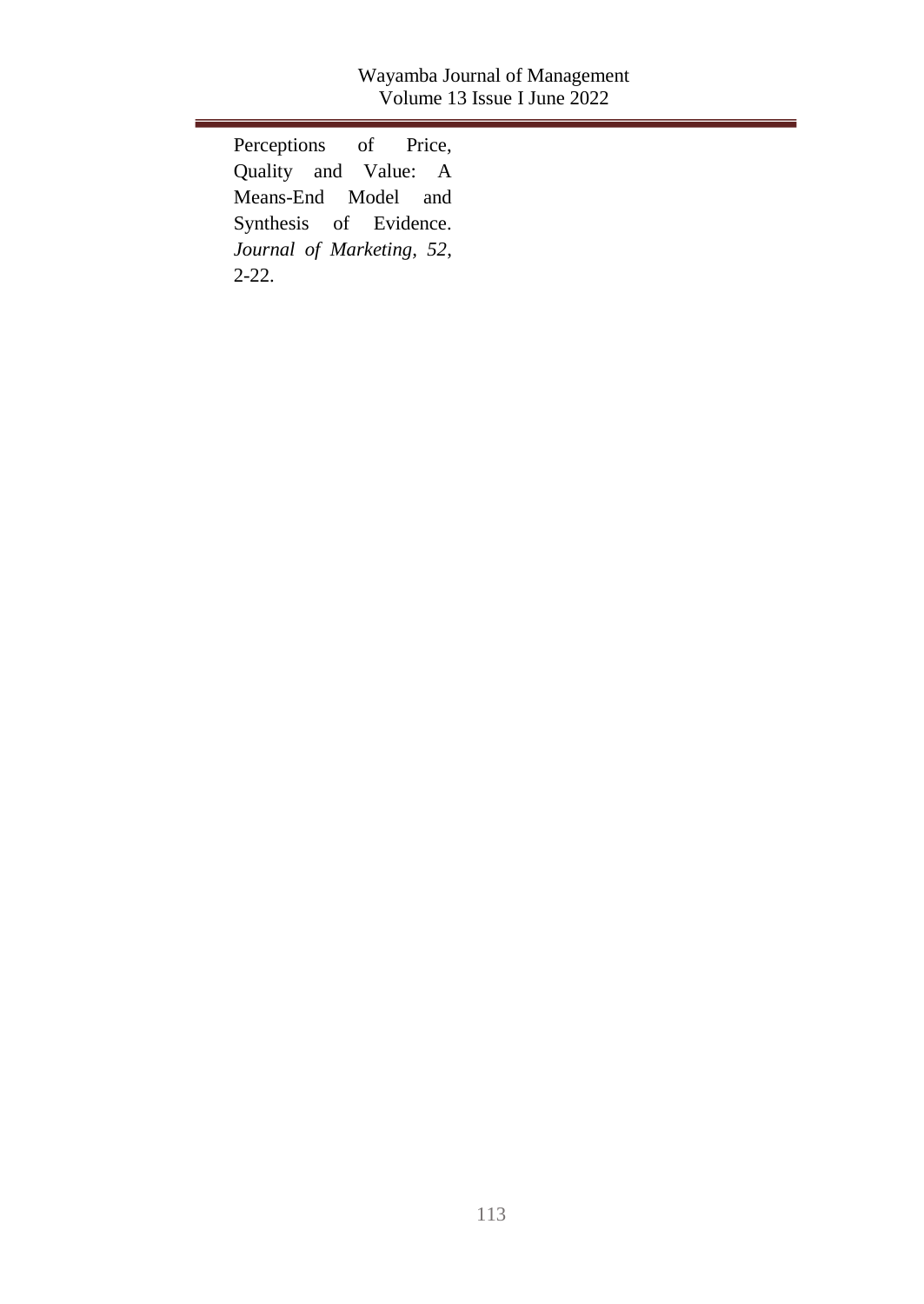Perceptions of Price, Quality and Value: A Means-End Model and Synthesis of Evidence. *Journal of Marketing, 52*, 2-22.